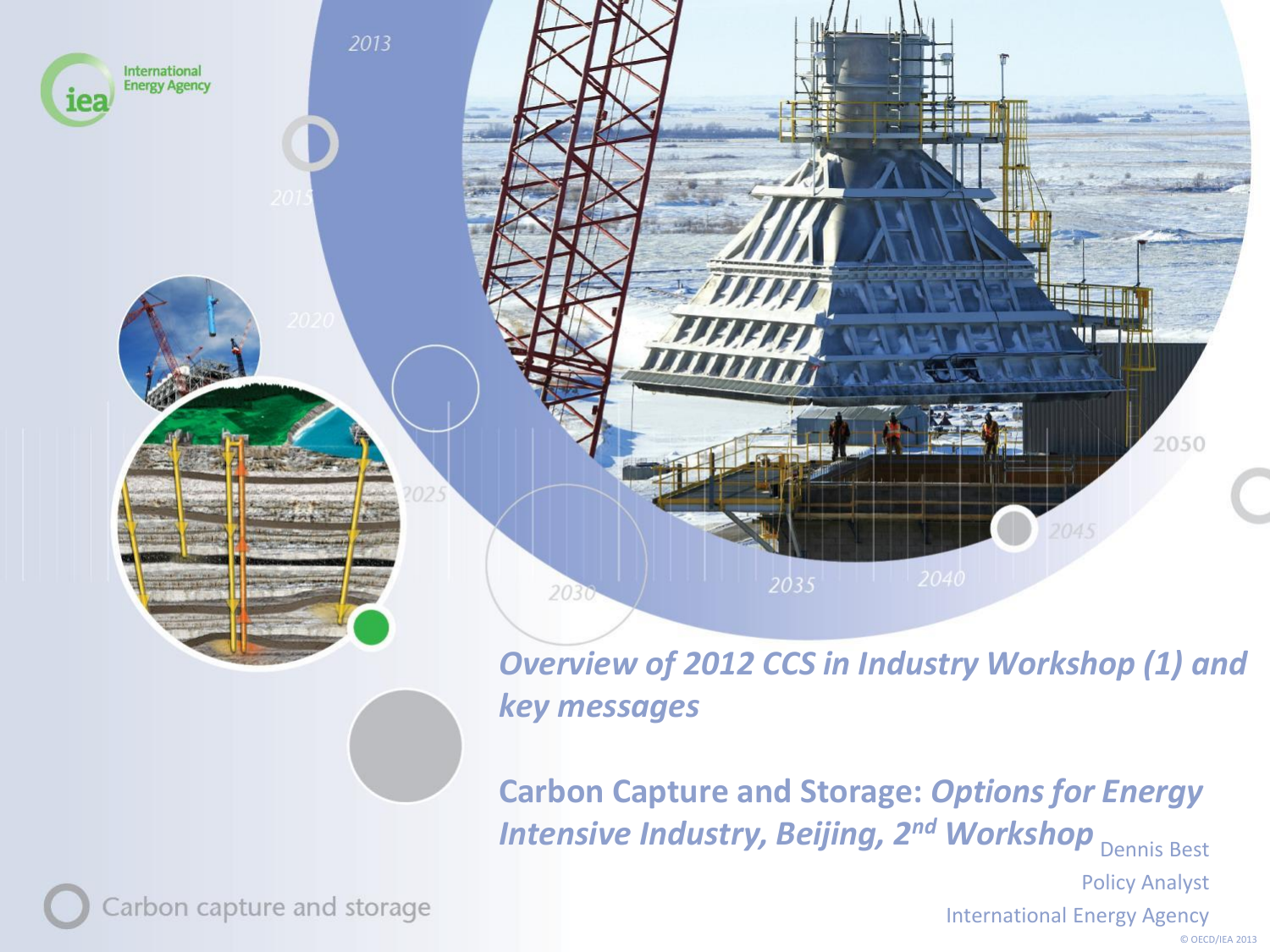# Overview of 2012 CCS in Industry Workshop (1) and key messages

## Carbon Capture and Storage: *Options for Energy Intensive Industry, Beijing, 2nd Workshop*

Dennis Best

Policy Analyst

International Energy Agency

© OECD/IEA 2013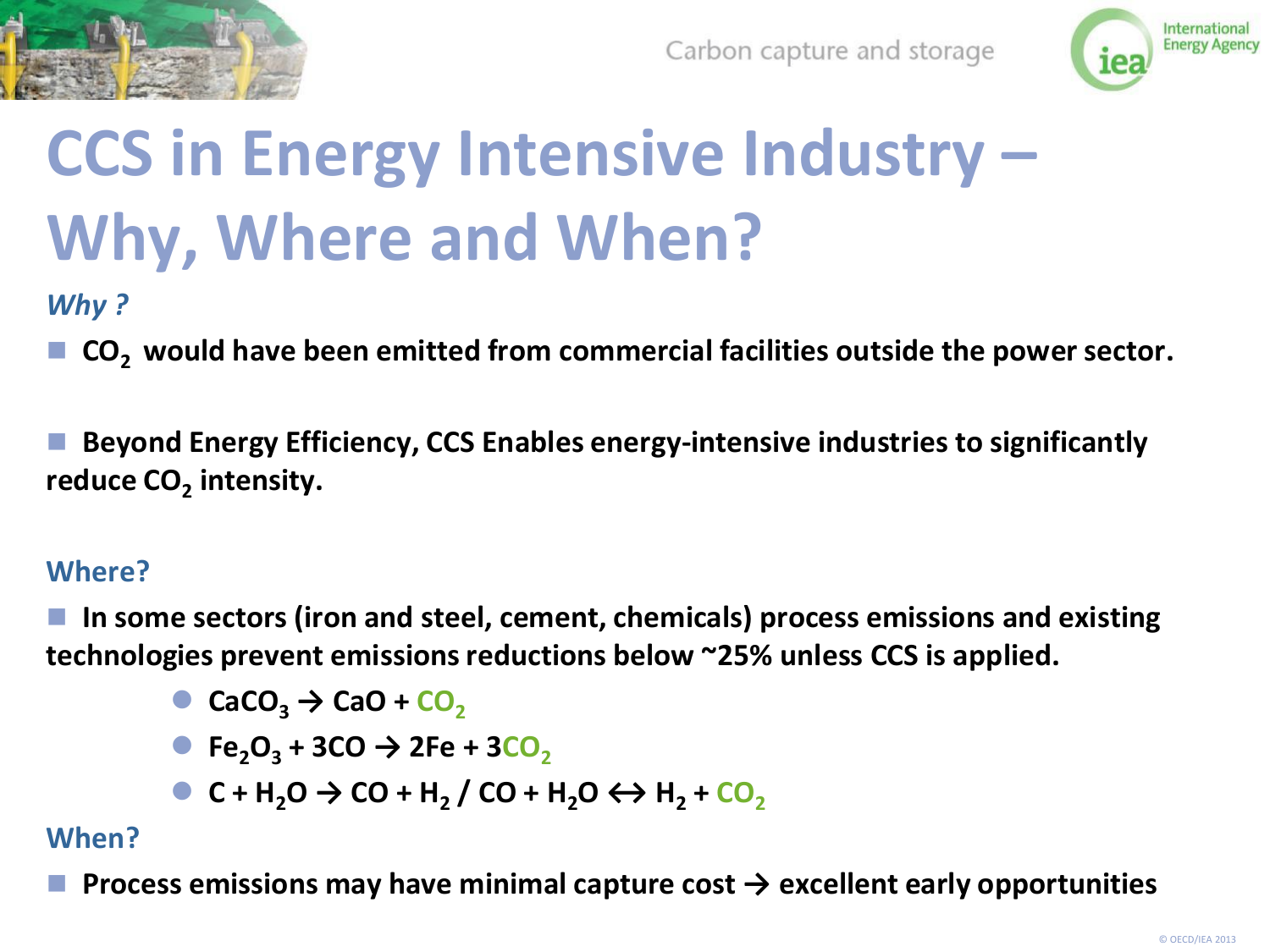# CCS in Energy Intensive Industry – Why, Where and When?

### *Why ?*

- **$CO_2$ would have been emitted from commercial facilities outside the power sector.**

- **Beyond Energy Efficiency, CCS Enables energy-intensive industries to significantly reduce $CO_2$ intensity.**

### Where?

- **In some sectors (iron and steel, cement, chemicals) process emissions and existing technologies prevent emissions reductions below ~25% unless CCS is applied.**
  - $CaCO_3 \rightarrow CaO + CO_2$
  - $Fe_2O_3 + 3CO \rightarrow 2Fe + 3CO_2$
  - $C + H_2O \rightarrow CO + H_2$ / $CO + H_2O \leftrightarrow H_2 + CO_2$

### When?

- **Process emissions may have minimal capture cost → excellent early opportunities**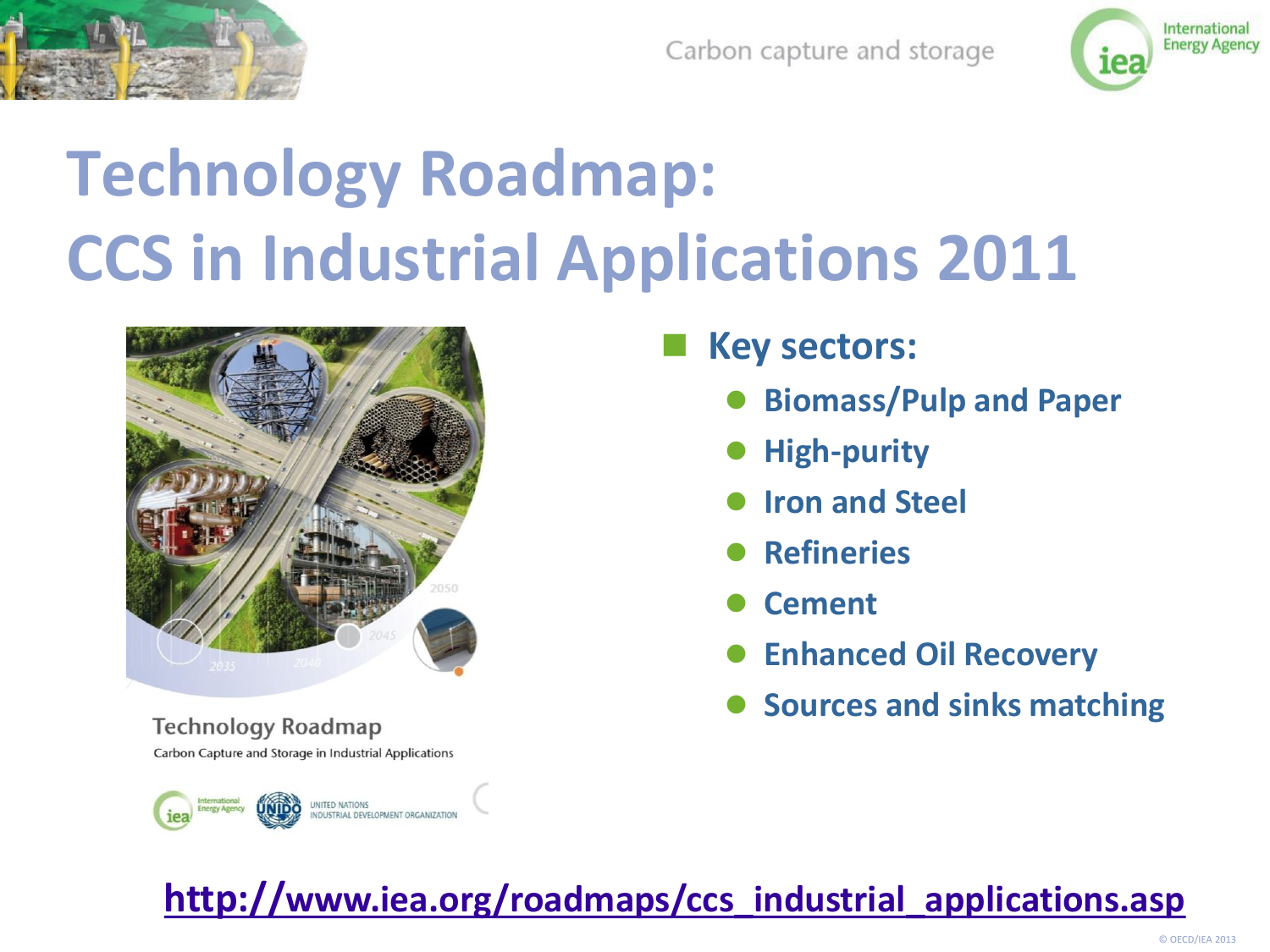# Technology Roadmap: CCS in Industrial Applications 2011

Technology Roadmap

Carbon Capture and Storage in Industrial Applications

- **Key sectors:**
  - Biomass/Pulp and Paper
  - High-purity
  - Iron and Steel
  - Refineries
  - Cement
  - Enhanced Oil Recovery
  - Sources and sinks matching

http://www.iea.org/roadmaps/ccs_industrial_applications.asp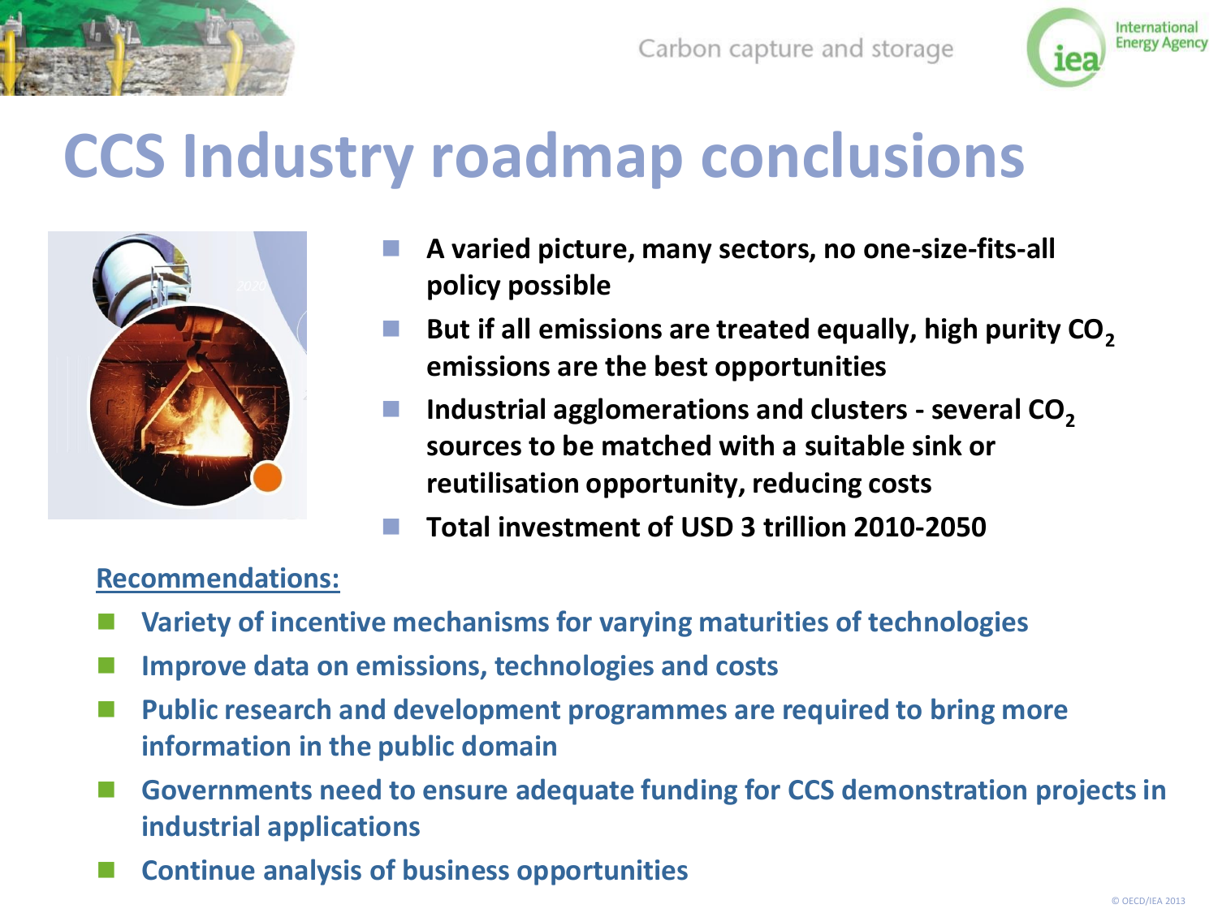# CCS Industry roadmap conclusions

- **A varied picture, many sectors, no one-size-fits-all policy possible**
- **But if all emissions are treated equally, high purity $CO_2$ emissions are the best opportunities**
- **Industrial agglomerations and clusters - several $CO_2$ sources to be matched with a suitable sink or reutilisation opportunity, reducing costs**
- **Total investment of USD 3 trillion 2010-2050**

**Recommendations:**

- **Variety of incentive mechanisms for varying maturities of technologies**
- **Improve data on emissions, technologies and costs**
- **Public research and development programmes are required to bring more information in the public domain**
- **Governments need to ensure adequate funding for CCS demonstration projects in industrial applications**
- **Continue analysis of business opportunities**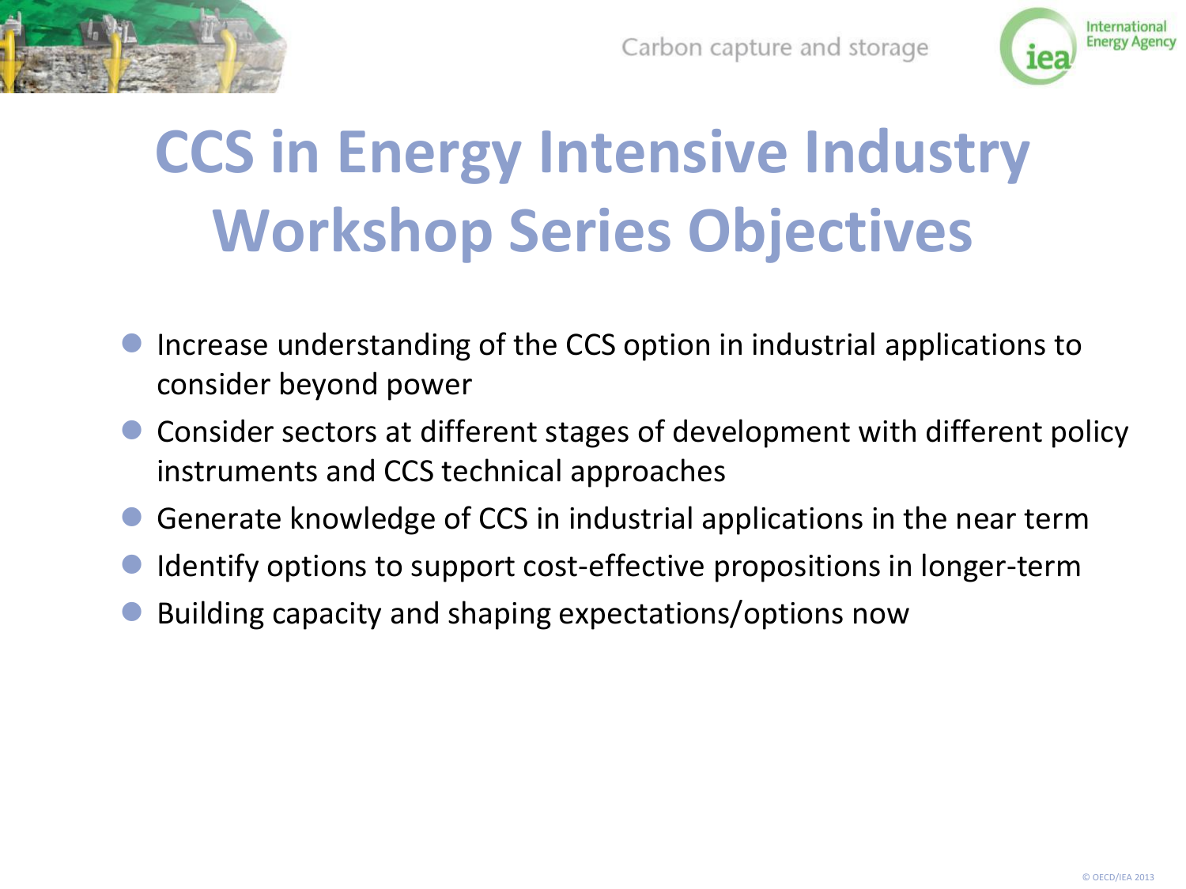# CCS in Energy Intensive Industry Workshop Series Objectives

- Increase understanding of the CCS option in industrial applications to consider beyond power
- Consider sectors at different stages of development with different policy instruments and CCS technical approaches
- Generate knowledge of CCS in industrial applications in the near term
- Identify options to support cost-effective propositions in longer-term
- Building capacity and shaping expectations/options now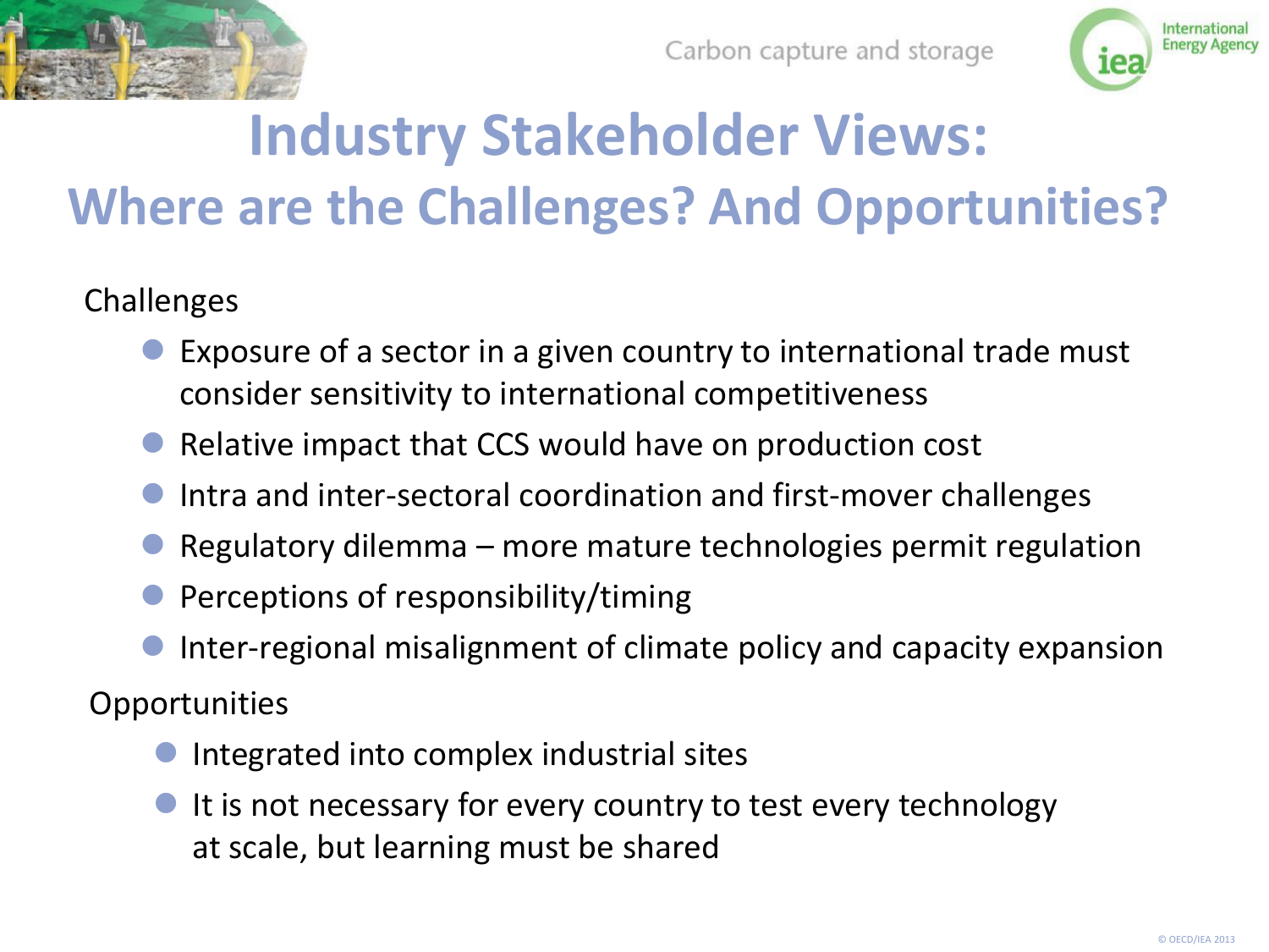# Industry Stakeholder Views:
## Where are the Challenges? And Opportunities?

Challenges

- Exposure of a sector in a given country to international trade must consider sensitivity to international competitiveness
- Relative impact that CCS would have on production cost
- Intra and inter-sectoral coordination and first-mover challenges
- Regulatory dilemma – more mature technologies permit regulation
- Perceptions of responsibility/timing
- Inter-regional misalignment of climate policy and capacity expansion

Opportunities

- Integrated into complex industrial sites
- It is not necessary for every country to test every technology at scale, but learning must be shared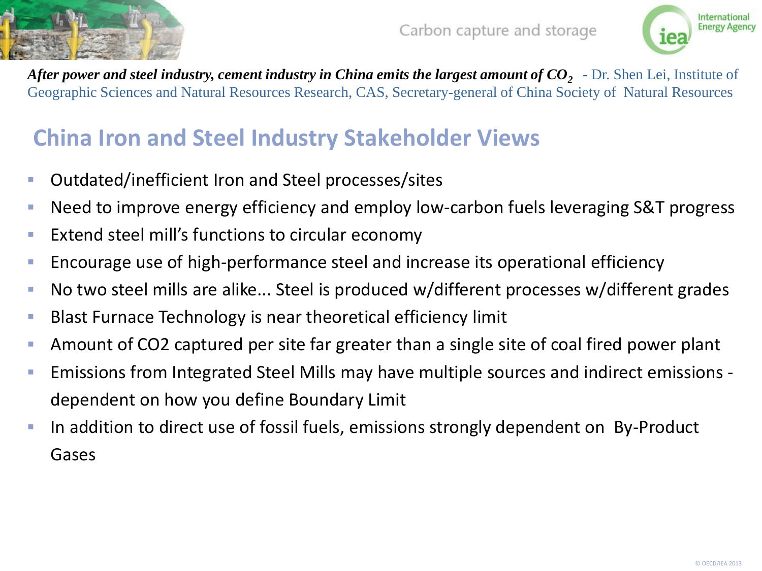***After power and steel industry, cement industry in China emits the largest amount of $CO_2$*** - Dr. Shen Lei, Institute of Geographic Sciences and Natural Resources Research, CAS, Secretary-general of China Society of Natural Resources

## China Iron and Steel Industry Stakeholder Views

- Outdated/inefficient Iron and Steel processes/sites
- Need to improve energy efficiency and employ low-carbon fuels leveraging S&T progress
- Extend steel mill's functions to circular economy
- Encourage use of high-performance steel and increase its operational efficiency
- No two steel mills are alike... Steel is produced w/different processes w/different grades
- Blast Furnace Technology is near theoretical efficiency limit
- Amount of CO2 captured per site far greater than a single site of coal fired power plant
- Emissions from Integrated Steel Mills may have multiple sources and indirect emissions - dependent on how you define Boundary Limit
- In addition to direct use of fossil fuels, emissions strongly dependent on By-Product Gases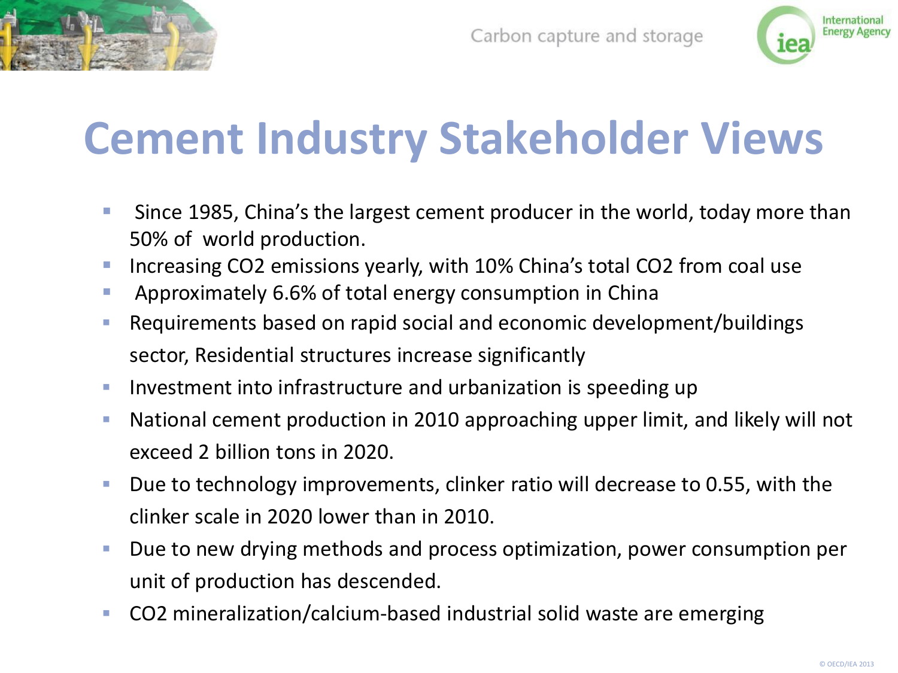# Cement Industry Stakeholder Views

- Since 1985, China's the largest cement producer in the world, today more than 50% of world production.
- Increasing $CO_2$ emissions yearly, with 10% China's total $CO_2$ from coal use
- Approximately 6.6% of total energy consumption in China
- Requirements based on rapid social and economic development/buildings sector, Residential structures increase significantly
- Investment into infrastructure and urbanization is speeding up
- National cement production in 2010 approaching upper limit, and likely will not exceed 2 billion tons in 2020.
- Due to technology improvements, clinker ratio will decrease to 0.55, with the clinker scale in 2020 lower than in 2010.
- Due to new drying methods and process optimization, power consumption per unit of production has descended.
- $CO_2$ mineralization/calcium-based industrial solid waste are emerging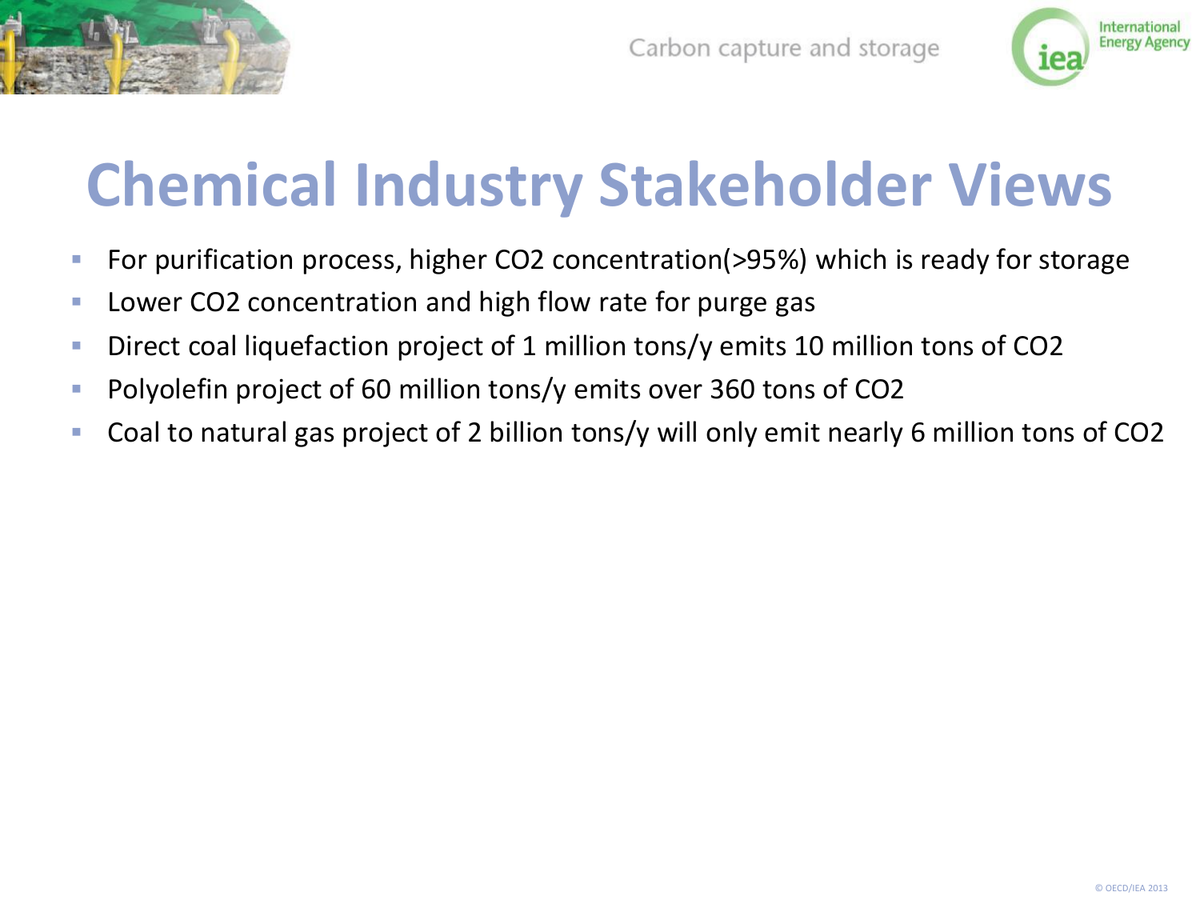# Chemical Industry Stakeholder Views

- For purification process, higher $CO_2$ concentration(>95%) which is ready for storage
- Lower $CO_2$ concentration and high flow rate for purge gas
- Direct coal liquefaction project of 1 million tons/y emits 10 million tons of $CO_2$
- Polyolefin project of 60 million tons/y emits over 360 tons of $CO_2$
- Coal to natural gas project of 2 billion tons/y will only emit nearly 6 million tons of $CO_2$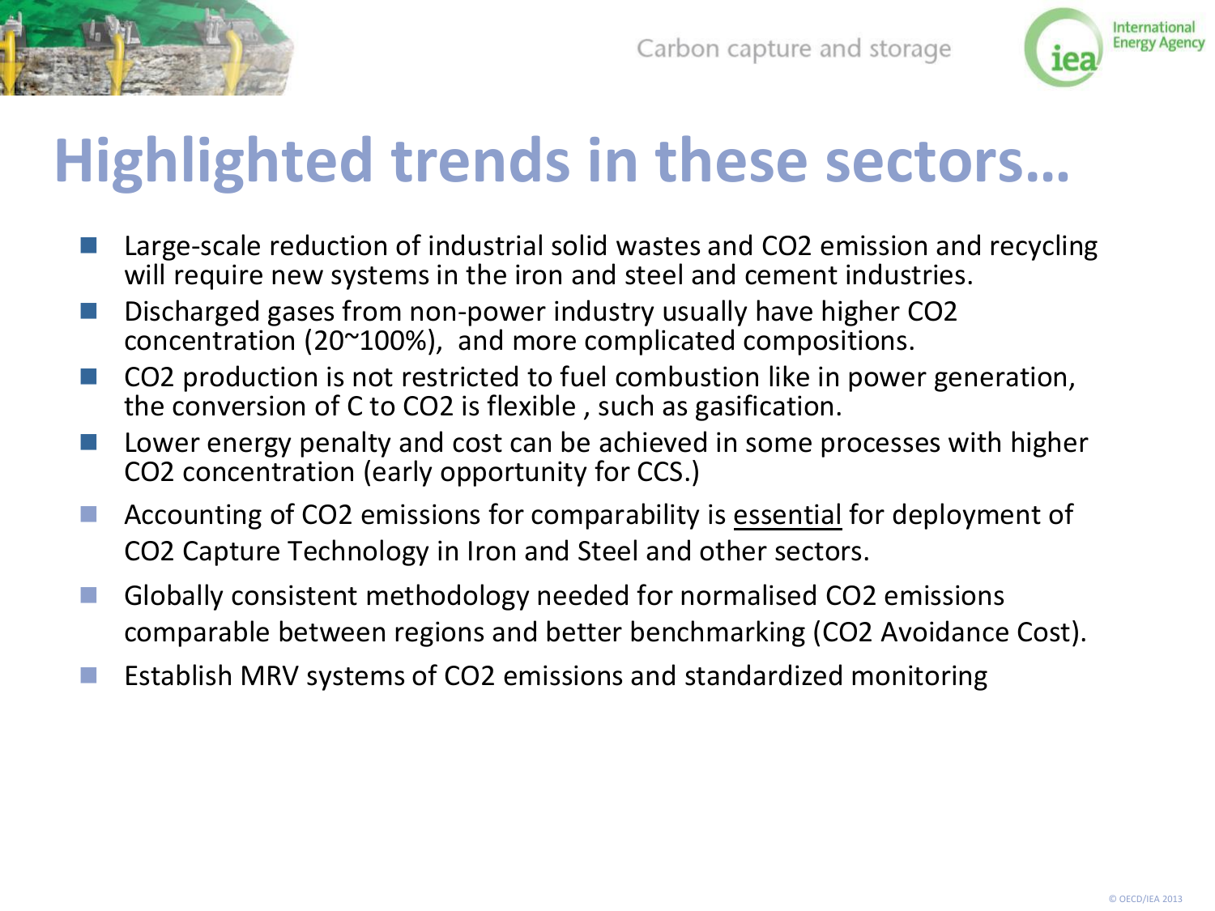# Highlighted trends in these sectors…

- Large-scale reduction of industrial solid wastes and $CO_2$ emission and recycling will require new systems in the iron and steel and cement industries.
- Discharged gases from non-power industry usually have higher $CO_2$ concentration (20~100%), and more complicated compositions.
- $CO_2$ production is not restricted to fuel combustion like in power generation, the conversion of C to $CO_2$ is flexible , such as gasification.
- Lower energy penalty and cost can be achieved in some processes with higher $CO_2$ concentration (early opportunity for CCS.)
- Accounting of $CO_2$ emissions for comparability is essential for deployment of $CO_2$ Capture Technology in Iron and Steel and other sectors.
- Globally consistent methodology needed for normalised $CO_2$ emissions comparable between regions and better benchmarking ($CO_2$ Avoidance Cost).
- Establish MRV systems of $CO_2$ emissions and standardized monitoring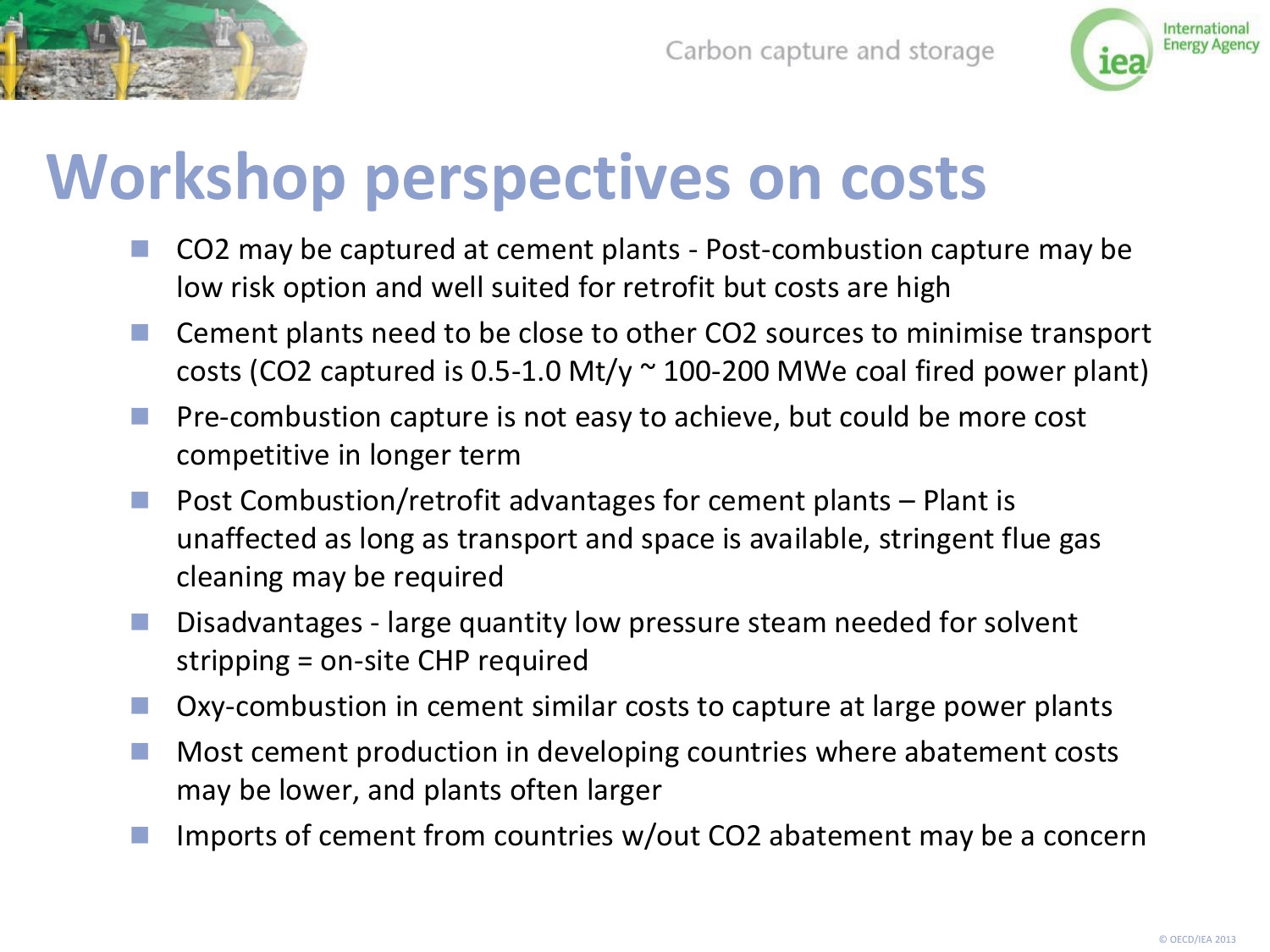# Workshop perspectives on costs

- $CO_2$ may be captured at cement plants - Post-combustion capture may be low risk option and well suited for retrofit but costs are high
- Cement plants need to be close to other $CO_2$ sources to minimise transport costs ($CO_2$ captured is 0.5-1.0 Mt/y ~ 100-200 MWe coal fired power plant)
- Pre-combustion capture is not easy to achieve, but could be more cost competitive in longer term
- Post Combustion/retrofit advantages for cement plants – Plant is unaffected as long as transport and space is available, stringent flue gas cleaning may be required
- Disadvantages - large quantity low pressure steam needed for solvent stripping = on-site CHP required
- Oxy-combustion in cement similar costs to capture at large power plants
- Most cement production in developing countries where abatement costs may be lower, and plants often larger
- Imports of cement from countries w/out $CO_2$ abatement may be a concern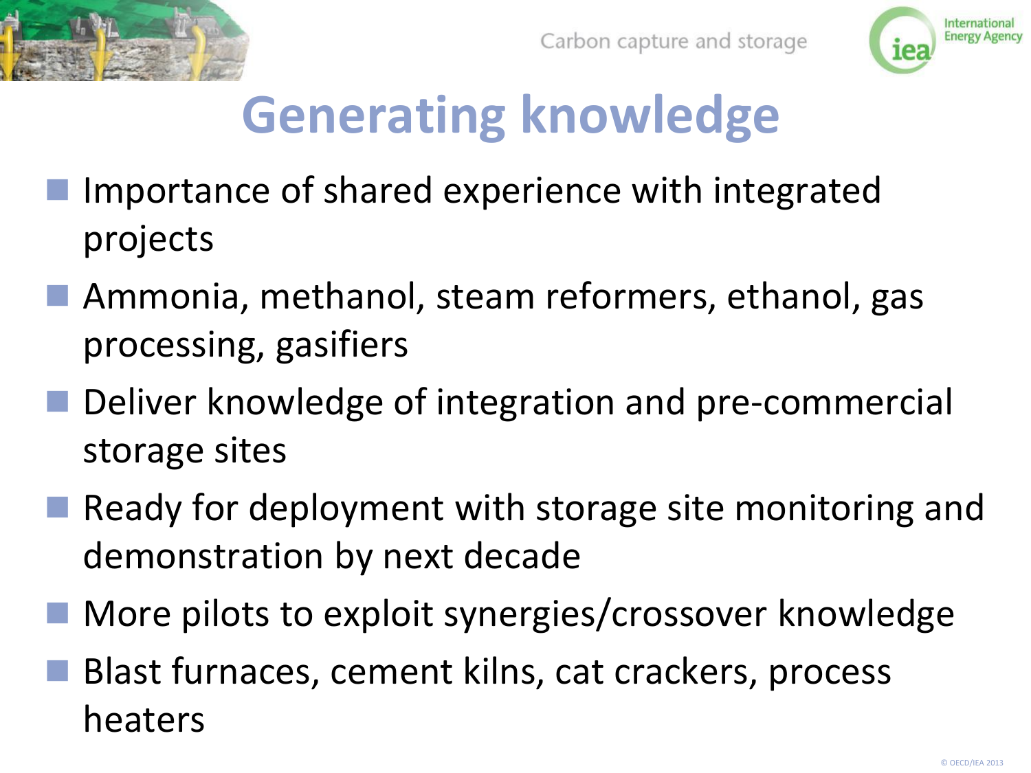# Generating knowledge

- Importance of shared experience with integrated projects
- Ammonia, methanol, steam reformers, ethanol, gas processing, gasifiers
- Deliver knowledge of integration and pre-commercial storage sites
- Ready for deployment with storage site monitoring and demonstration by next decade
- More pilots to exploit synergies/crossover knowledge
- Blast furnaces, cement kilns, cat crackers, process heaters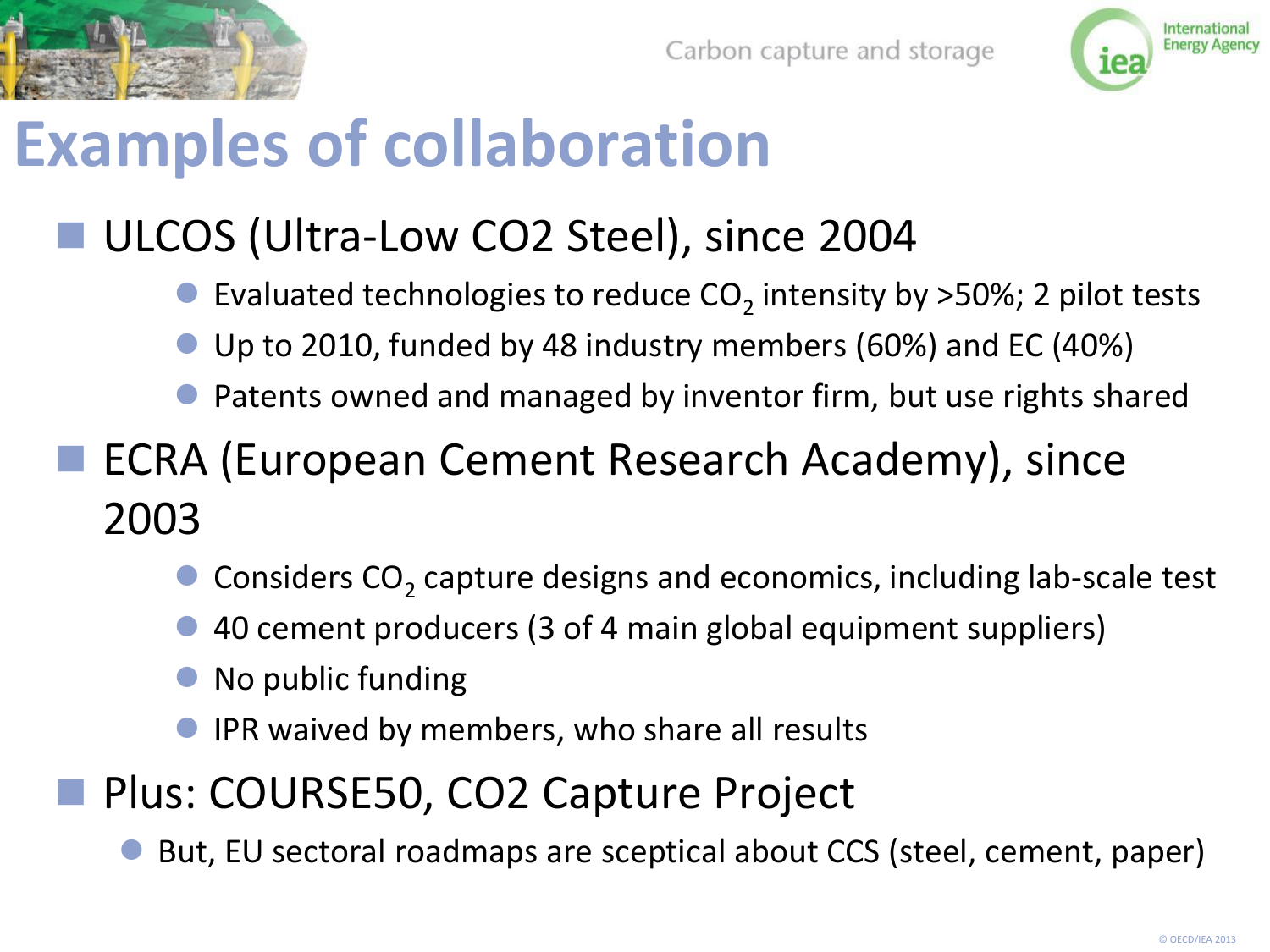# Examples of collaboration

- ULCOS (Ultra-Low CO2 Steel), since 2004
  - Evaluated technologies to reduce $CO_2$ intensity by >50%; 2 pilot tests
  - Up to 2010, funded by 48 industry members (60%) and EC (40%)
  - Patents owned and managed by inventor firm, but use rights shared
- ECRA (European Cement Research Academy), since 2003
  - Considers $CO_2$ capture designs and economics, including lab-scale test
  - 40 cement producers (3 of 4 main global equipment suppliers)
  - No public funding
  - IPR waived by members, who share all results
- Plus: COURSE50, CO2 Capture Project
  - But, EU sectoral roadmaps are sceptical about CCS (steel, cement, paper)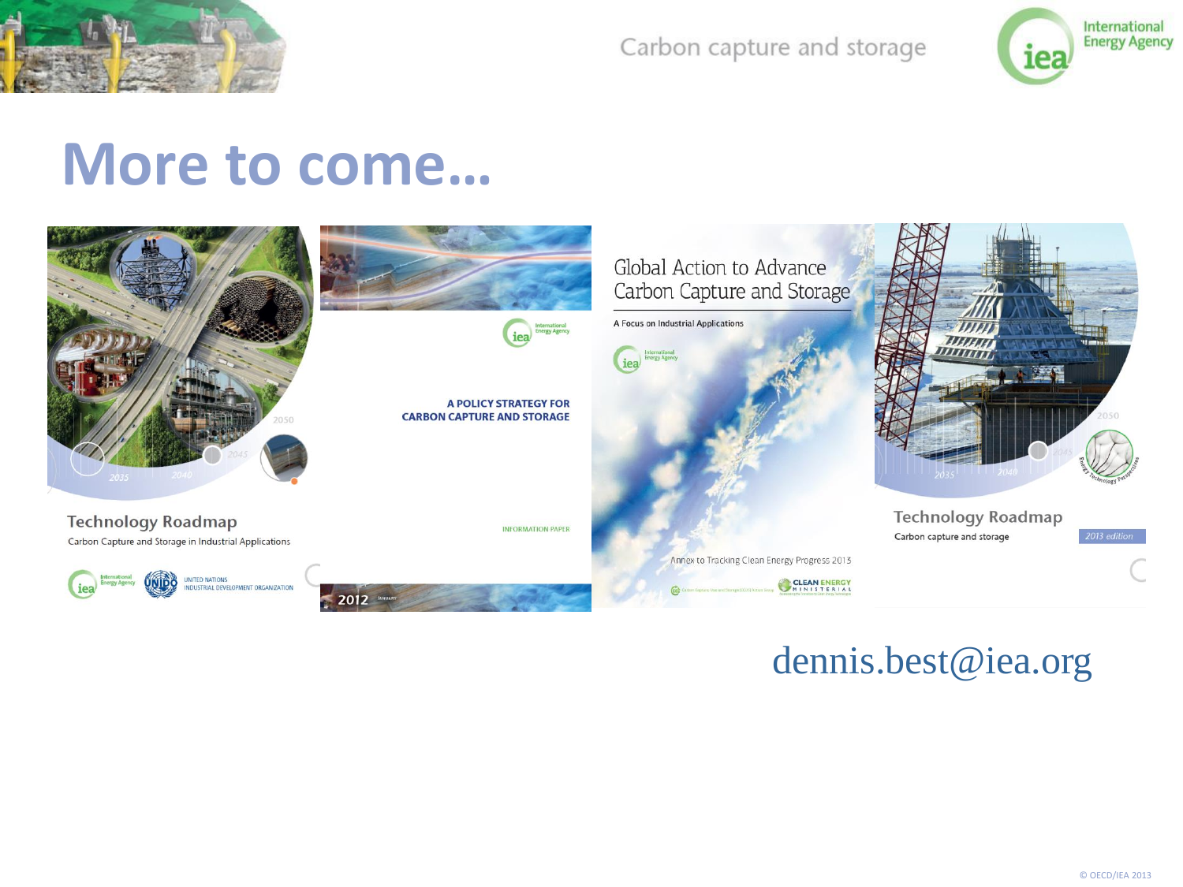# More to come…

Technology Roadmap

Carbon Capture and Storage in Industrial Applications

A POLICY STRATEGY FOR CARBON CAPTURE AND STORAGE

INFORMATION PAPER

2012

Global Action to Advance Carbon Capture and Storage

A Focus on Industrial Applications

Annex to Tracking Clean Energy Progress 2013

Technology Roadmap

Carbon capture and storage

2013 edition

dennis.best@iea.org